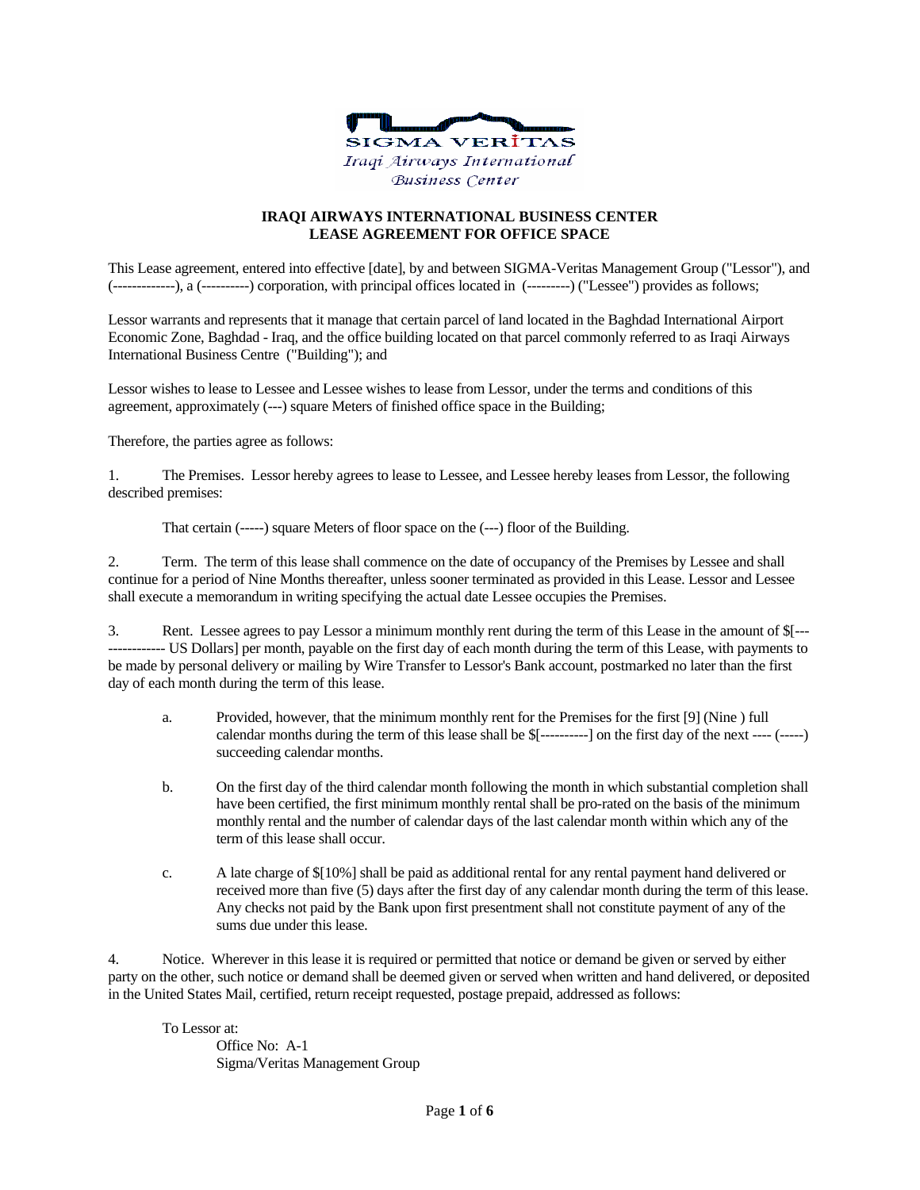SIGMA VERITAS
*Iraqi Airways International Business Center*

## IRAQI AIRWAYS INTERNATIONAL BUSINESS CENTER
## LEASE AGREEMENT FOR OFFICE SPACE

This Lease agreement, entered into effective [date], by and between SIGMA-Veritas Management Group ("Lessor"), and (-------------), a (----------) corporation, with principal offices located in (---------) ("Lessee") provides as follows;

Lessor warrants and represents that it manage that certain parcel of land located in the Baghdad International Airport Economic Zone, Baghdad - Iraq, and the office building located on that parcel commonly referred to as Iraqi Airways International Business Centre ("Building"); and

Lessor wishes to lease to Lessee and Lessee wishes to lease from Lessor, under the terms and conditions of this agreement, approximately (---) square Meters of finished office space in the Building;

Therefore, the parties agree as follows:

1. The Premises. Lessor hereby agrees to lease to Lessee, and Lessee hereby leases from Lessor, the following described premises:

    That certain (-----) square Meters of floor space on the (---) floor of the Building.

2. Term. The term of this lease shall commence on the date of occupancy of the Premises by Lessee and shall continue for a period of Nine Months thereafter, unless sooner terminated as provided in this Lease. Lessor and Lessee shall execute a memorandum in writing specifying the actual date Lessee occupies the Premises.

3. Rent. Lessee agrees to pay Lessor a minimum monthly rent during the term of this Lease in the amount of $[------------------ US Dollars] per month, payable on the first day of each month during the term of this Lease, with payments to be made by personal delivery or mailing by Wire Transfer to Lessor's Bank account, postmarked no later than the first day of each month during the term of this lease.

    a. Provided, however, that the minimum monthly rent for the Premises for the first [9] (Nine ) full calendar months during the term of this lease shall be $[----------] on the first day of the next ---- (-----) succeeding calendar months.

    b. On the first day of the third calendar month following the month in which substantial completion shall have been certified, the first minimum monthly rental shall be pro-rated on the basis of the minimum monthly rental and the number of calendar days of the last calendar month within which any of the term of this lease shall occur.

    c. A late charge of $[10%] shall be paid as additional rental for any rental payment hand delivered or received more than five (5) days after the first day of any calendar month during the term of this lease. Any checks not paid by the Bank upon first presentment shall not constitute payment of any of the sums due under this lease.

4. Notice. Wherever in this lease it is required or permitted that notice or demand be given or served by either party on the other, such notice or demand shall be deemed given or served when written and hand delivered, or deposited in the United States Mail, certified, return receipt requested, postage prepaid, addressed as follows:

    To Lessor at:
        Office No: A-1
        Sigma/Veritas Management Group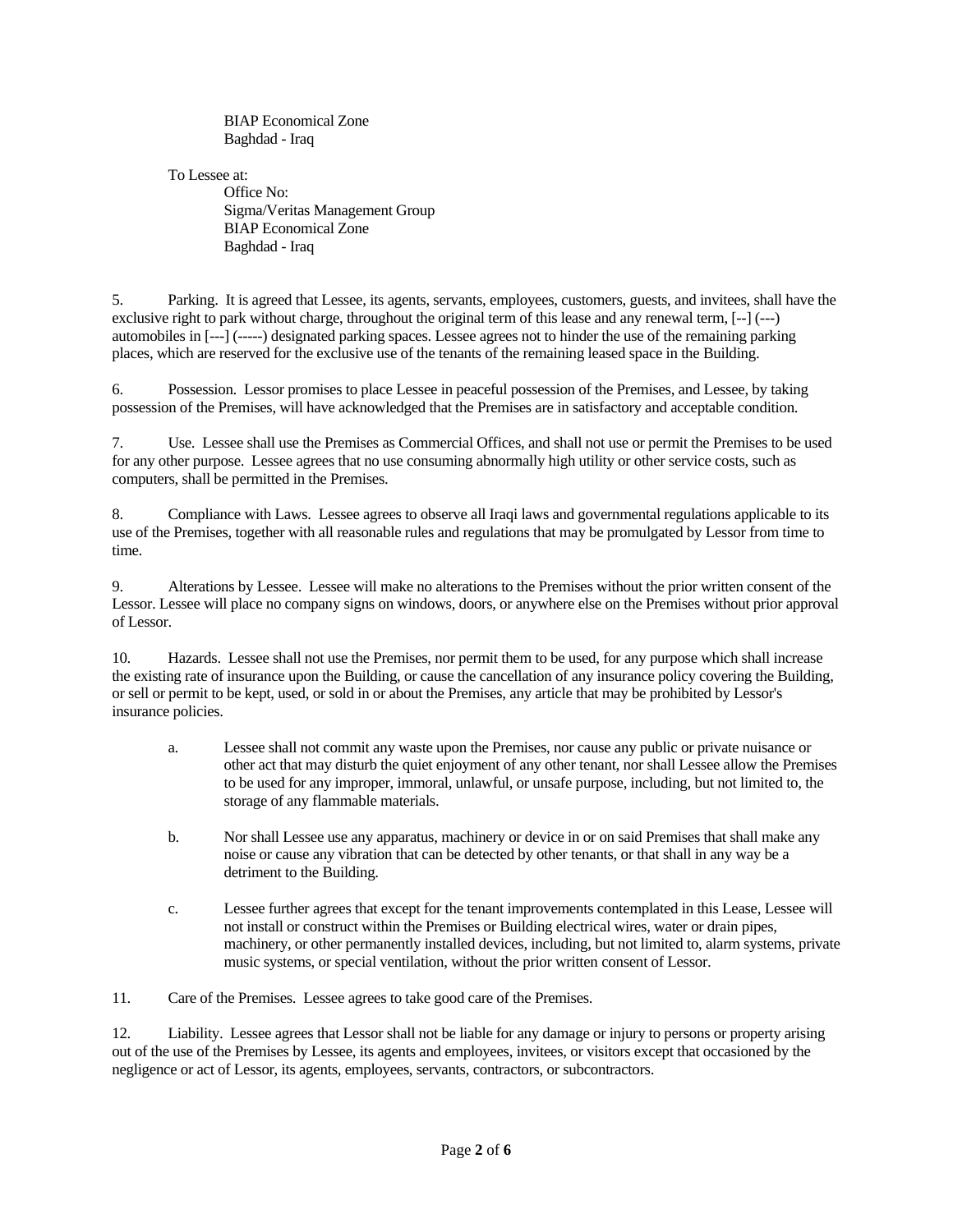BIAP Economical Zone
Baghdad - Iraq

To Lessee at:
Office No:
Sigma/Veritas Management Group
BIAP Economical Zone
Baghdad - Iraq

5. Parking. It is agreed that Lessee, its agents, servants, employees, customers, guests, and invitees, shall have the exclusive right to park without charge, throughout the original term of this lease and any renewal term, [--] (---) automobiles in [---] (-----) designated parking spaces. Lessee agrees not to hinder the use of the remaining parking places, which are reserved for the exclusive use of the tenants of the remaining leased space in the Building.

6. Possession. Lessor promises to place Lessee in peaceful possession of the Premises, and Lessee, by taking possession of the Premises, will have acknowledged that the Premises are in satisfactory and acceptable condition.

7. Use. Lessee shall use the Premises as Commercial Offices, and shall not use or permit the Premises to be used for any other purpose. Lessee agrees that no use consuming abnormally high utility or other service costs, such as computers, shall be permitted in the Premises.

8. Compliance with Laws. Lessee agrees to observe all Iraqi laws and governmental regulations applicable to its use of the Premises, together with all reasonable rules and regulations that may be promulgated by Lessor from time to time.

9. Alterations by Lessee. Lessee will make no alterations to the Premises without the prior written consent of the Lessor. Lessee will place no company signs on windows, doors, or anywhere else on the Premises without prior approval of Lessor.

10. Hazards. Lessee shall not use the Premises, nor permit them to be used, for any purpose which shall increase the existing rate of insurance upon the Building, or cause the cancellation of any insurance policy covering the Building, or sell or permit to be kept, used, or sold in or about the Premises, any article that may be prohibited by Lessor's insurance policies.

a. Lessee shall not commit any waste upon the Premises, nor cause any public or private nuisance or other act that may disturb the quiet enjoyment of any other tenant, nor shall Lessee allow the Premises to be used for any improper, immoral, unlawful, or unsafe purpose, including, but not limited to, the storage of any flammable materials.

b. Nor shall Lessee use any apparatus, machinery or device in or on said Premises that shall make any noise or cause any vibration that can be detected by other tenants, or that shall in any way be a detriment to the Building.

c. Lessee further agrees that except for the tenant improvements contemplated in this Lease, Lessee will not install or construct within the Premises or Building electrical wires, water or drain pipes, machinery, or other permanently installed devices, including, but not limited to, alarm systems, private music systems, or special ventilation, without the prior written consent of Lessor.

11. Care of the Premises. Lessee agrees to take good care of the Premises.

12. Liability. Lessee agrees that Lessor shall not be liable for any damage or injury to persons or property arising out of the use of the Premises by Lessee, its agents and employees, invitees, or visitors except that occasioned by the negligence or act of Lessor, its agents, employees, servants, contractors, or subcontractors.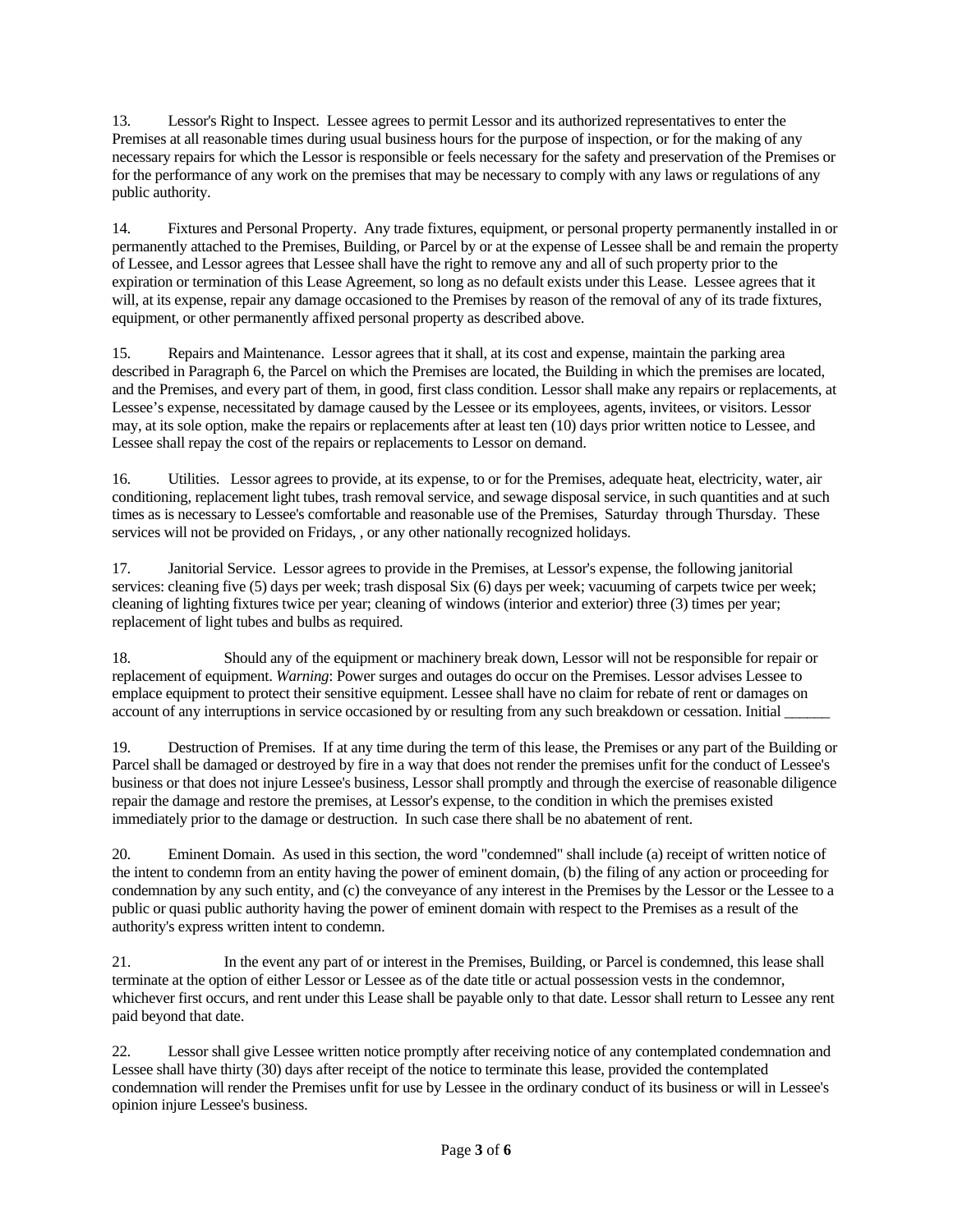13. Lessor's Right to Inspect. Lessee agrees to permit Lessor and its authorized representatives to enter the Premises at all reasonable times during usual business hours for the purpose of inspection, or for the making of any necessary repairs for which the Lessor is responsible or feels necessary for the safety and preservation of the Premises or for the performance of any work on the premises that may be necessary to comply with any laws or regulations of any public authority.

14. Fixtures and Personal Property. Any trade fixtures, equipment, or personal property permanently installed in or permanently attached to the Premises, Building, or Parcel by or at the expense of Lessee shall be and remain the property of Lessee, and Lessor agrees that Lessee shall have the right to remove any and all of such property prior to the expiration or termination of this Lease Agreement, so long as no default exists under this Lease. Lessee agrees that it will, at its expense, repair any damage occasioned to the Premises by reason of the removal of any of its trade fixtures, equipment, or other permanently affixed personal property as described above.

15. Repairs and Maintenance. Lessor agrees that it shall, at its cost and expense, maintain the parking area described in Paragraph 6, the Parcel on which the Premises are located, the Building in which the premises are located, and the Premises, and every part of them, in good, first class condition. Lessor shall make any repairs or replacements, at Lessee's expense, necessitated by damage caused by the Lessee or its employees, agents, invitees, or visitors. Lessor may, at its sole option, make the repairs or replacements after at least ten (10) days prior written notice to Lessee, and Lessee shall repay the cost of the repairs or replacements to Lessor on demand.

16. Utilities. Lessor agrees to provide, at its expense, to or for the Premises, adequate heat, electricity, water, air conditioning, replacement light tubes, trash removal service, and sewage disposal service, in such quantities and at such times as is necessary to Lessee's comfortable and reasonable use of the Premises, Saturday through Thursday. These services will not be provided on Fridays, , or any other nationally recognized holidays.

17. Janitorial Service. Lessor agrees to provide in the Premises, at Lessor's expense, the following janitorial services: cleaning five (5) days per week; trash disposal Six (6) days per week; vacuuming of carpets twice per week; cleaning of lighting fixtures twice per year; cleaning of windows (interior and exterior) three (3) times per year; replacement of light tubes and bulbs as required.

18. Should any of the equipment or machinery break down, Lessor will not be responsible for repair or replacement of equipment. *Warning*: Power surges and outages do occur on the Premises. Lessor advises Lessee to emplace equipment to protect their sensitive equipment. Lessee shall have no claim for rebate of rent or damages on account of any interruptions in service occasioned by or resulting from any such breakdown or cessation. Initial ______

19. Destruction of Premises. If at any time during the term of this lease, the Premises or any part of the Building or Parcel shall be damaged or destroyed by fire in a way that does not render the premises unfit for the conduct of Lessee's business or that does not injure Lessee's business, Lessor shall promptly and through the exercise of reasonable diligence repair the damage and restore the premises, at Lessor's expense, to the condition in which the premises existed immediately prior to the damage or destruction. In such case there shall be no abatement of rent.

20. Eminent Domain. As used in this section, the word "condemned" shall include (a) receipt of written notice of the intent to condemn from an entity having the power of eminent domain, (b) the filing of any action or proceeding for condemnation by any such entity, and (c) the conveyance of any interest in the Premises by the Lessor or the Lessee to a public or quasi public authority having the power of eminent domain with respect to the Premises as a result of the authority's express written intent to condemn.

21. In the event any part of or interest in the Premises, Building, or Parcel is condemned, this lease shall terminate at the option of either Lessor or Lessee as of the date title or actual possession vests in the condemnor, whichever first occurs, and rent under this Lease shall be payable only to that date. Lessor shall return to Lessee any rent paid beyond that date.

22. Lessor shall give Lessee written notice promptly after receiving notice of any contemplated condemnation and Lessee shall have thirty (30) days after receipt of the notice to terminate this lease, provided the contemplated condemnation will render the Premises unfit for use by Lessee in the ordinary conduct of its business or will in Lessee's opinion injure Lessee's business.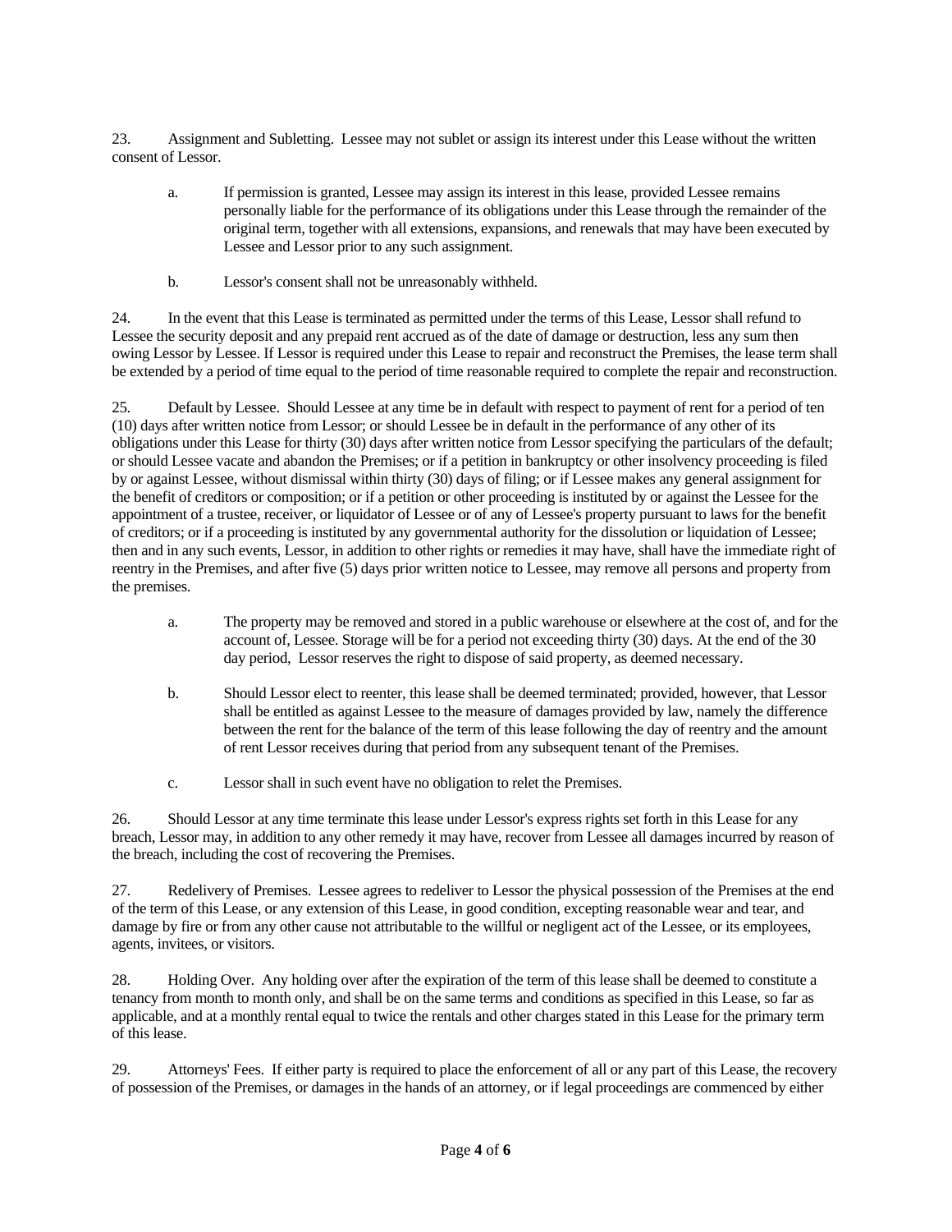23. Assignment and Subletting. Lessee may not sublet or assign its interest under this Lease without the written consent of Lessor.

   a. If permission is granted, Lessee may assign its interest in this lease, provided Lessee remains personally liable for the performance of its obligations under this Lease through the remainder of the original term, together with all extensions, expansions, and renewals that may have been executed by Lessee and Lessor prior to any such assignment.

   b. Lessor's consent shall not be unreasonably withheld.

24. In the event that this Lease is terminated as permitted under the terms of this Lease, Lessor shall refund to Lessee the security deposit and any prepaid rent accrued as of the date of damage or destruction, less any sum then owing Lessor by Lessee. If Lessor is required under this Lease to repair and reconstruct the Premises, the lease term shall be extended by a period of time equal to the period of time reasonable required to complete the repair and reconstruction.

25. Default by Lessee. Should Lessee at any time be in default with respect to payment of rent for a period of ten (10) days after written notice from Lessor; or should Lessee be in default in the performance of any other of its obligations under this Lease for thirty (30) days after written notice from Lessor specifying the particulars of the default; or should Lessee vacate and abandon the Premises; or if a petition in bankruptcy or other insolvency proceeding is filed by or against Lessee, without dismissal within thirty (30) days of filing; or if Lessee makes any general assignment for the benefit of creditors or composition; or if a petition or other proceeding is instituted by or against the Lessee for the appointment of a trustee, receiver, or liquidator of Lessee or of any of Lessee's property pursuant to laws for the benefit of creditors; or if a proceeding is instituted by any governmental authority for the dissolution or liquidation of Lessee; then and in any such events, Lessor, in addition to other rights or remedies it may have, shall have the immediate right of reentry in the Premises, and after five (5) days prior written notice to Lessee, may remove all persons and property from the premises.

   a. The property may be removed and stored in a public warehouse or elsewhere at the cost of, and for the account of, Lessee. Storage will be for a period not exceeding thirty (30) days. At the end of the 30 day period, Lessor reserves the right to dispose of said property, as deemed necessary.

   b. Should Lessor elect to reenter, this lease shall be deemed terminated; provided, however, that Lessor shall be entitled as against Lessee to the measure of damages provided by law, namely the difference between the rent for the balance of the term of this lease following the day of reentry and the amount of rent Lessor receives during that period from any subsequent tenant of the Premises.

   c. Lessor shall in such event have no obligation to relet the Premises.

26. Should Lessor at any time terminate this lease under Lessor's express rights set forth in this Lease for any breach, Lessor may, in addition to any other remedy it may have, recover from Lessee all damages incurred by reason of the breach, including the cost of recovering the Premises.

27. Redelivery of Premises. Lessee agrees to redeliver to Lessor the physical possession of the Premises at the end of the term of this Lease, or any extension of this Lease, in good condition, excepting reasonable wear and tear, and damage by fire or from any other cause not attributable to the willful or negligent act of the Lessee, or its employees, agents, invitees, or visitors.

28. Holding Over. Any holding over after the expiration of the term of this lease shall be deemed to constitute a tenancy from month to month only, and shall be on the same terms and conditions as specified in this Lease, so far as applicable, and at a monthly rental equal to twice the rentals and other charges stated in this Lease for the primary term of this lease.

29. Attorneys' Fees. If either party is required to place the enforcement of all or any part of this Lease, the recovery of possession of the Premises, or damages in the hands of an attorney, or if legal proceedings are commenced by either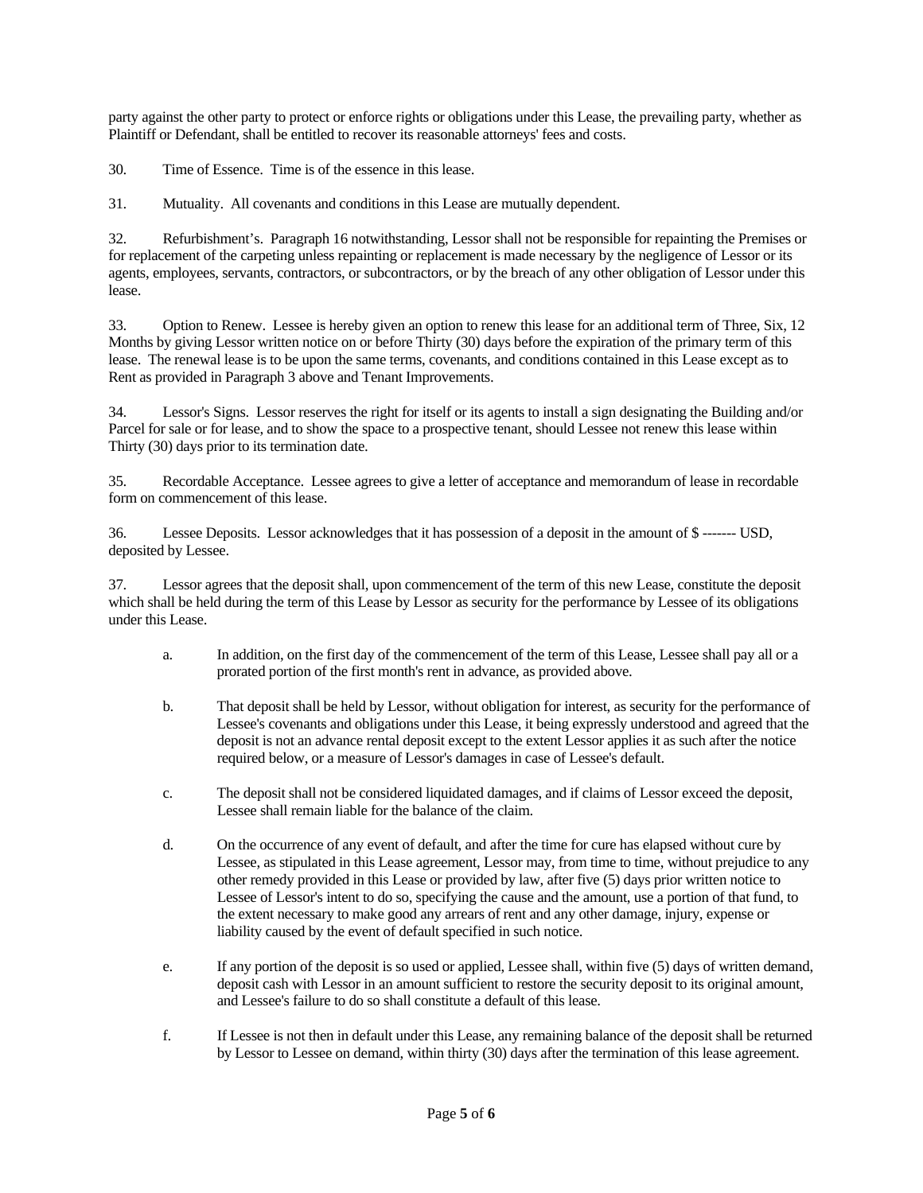party against the other party to protect or enforce rights or obligations under this Lease, the prevailing party, whether as Plaintiff or Defendant, shall be entitled to recover its reasonable attorneys' fees and costs.

30. Time of Essence. Time is of the essence in this lease.

31. Mutuality. All covenants and conditions in this Lease are mutually dependent.

32. Refurbishment's. Paragraph 16 notwithstanding, Lessor shall not be responsible for repainting the Premises or for replacement of the carpeting unless repainting or replacement is made necessary by the negligence of Lessor or its agents, employees, servants, contractors, or subcontractors, or by the breach of any other obligation of Lessor under this lease.

33. Option to Renew. Lessee is hereby given an option to renew this lease for an additional term of Three, Six, 12 Months by giving Lessor written notice on or before Thirty (30) days before the expiration of the primary term of this lease. The renewal lease is to be upon the same terms, covenants, and conditions contained in this Lease except as to Rent as provided in Paragraph 3 above and Tenant Improvements.

34. Lessor's Signs. Lessor reserves the right for itself or its agents to install a sign designating the Building and/or Parcel for sale or for lease, and to show the space to a prospective tenant, should Lessee not renew this lease within Thirty (30) days prior to its termination date.

35. Recordable Acceptance. Lessee agrees to give a letter of acceptance and memorandum of lease in recordable form on commencement of this lease.

36. Lessee Deposits. Lessor acknowledges that it has possession of a deposit in the amount of $ ------- USD, deposited by Lessee.

37. Lessor agrees that the deposit shall, upon commencement of the term of this new Lease, constitute the deposit which shall be held during the term of this Lease by Lessor as security for the performance by Lessee of its obligations under this Lease.

a. In addition, on the first day of the commencement of the term of this Lease, Lessee shall pay all or a prorated portion of the first month's rent in advance, as provided above.

b. That deposit shall be held by Lessor, without obligation for interest, as security for the performance of Lessee's covenants and obligations under this Lease, it being expressly understood and agreed that the deposit is not an advance rental deposit except to the extent Lessor applies it as such after the notice required below, or a measure of Lessor's damages in case of Lessee's default.

c. The deposit shall not be considered liquidated damages, and if claims of Lessor exceed the deposit, Lessee shall remain liable for the balance of the claim.

d. On the occurrence of any event of default, and after the time for cure has elapsed without cure by Lessee, as stipulated in this Lease agreement, Lessor may, from time to time, without prejudice to any other remedy provided in this Lease or provided by law, after five (5) days prior written notice to Lessee of Lessor's intent to do so, specifying the cause and the amount, use a portion of that fund, to the extent necessary to make good any arrears of rent and any other damage, injury, expense or liability caused by the event of default specified in such notice.

e. If any portion of the deposit is so used or applied, Lessee shall, within five (5) days of written demand, deposit cash with Lessor in an amount sufficient to restore the security deposit to its original amount, and Lessee's failure to do so shall constitute a default of this lease.

f. If Lessee is not then in default under this Lease, any remaining balance of the deposit shall be returned by Lessor to Lessee on demand, within thirty (30) days after the termination of this lease agreement.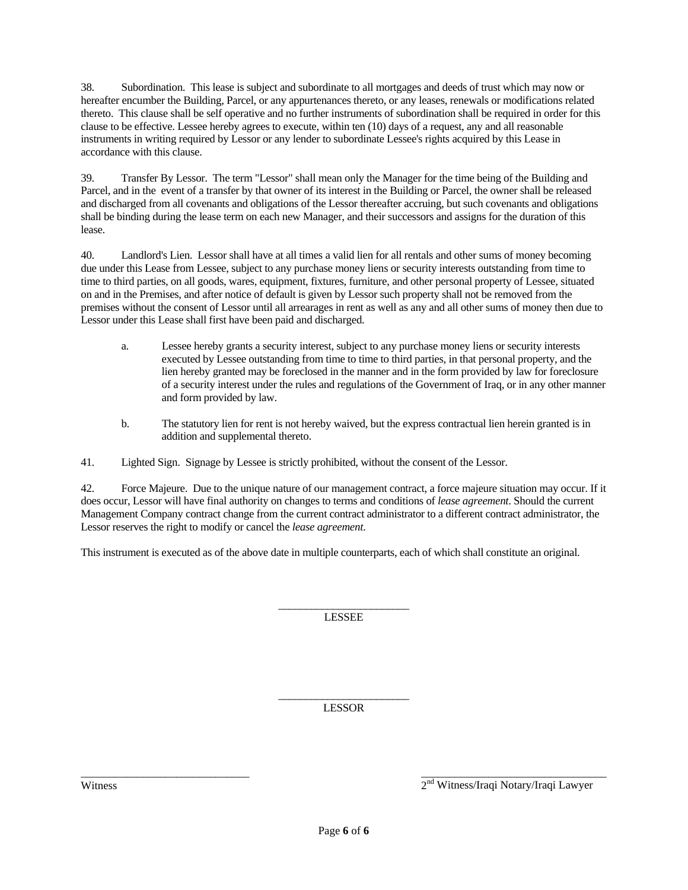38. Subordination. This lease is subject and subordinate to all mortgages and deeds of trust which may now or hereafter encumber the Building, Parcel, or any appurtenances thereto, or any leases, renewals or modifications related thereto. This clause shall be self operative and no further instruments of subordination shall be required in order for this clause to be effective. Lessee hereby agrees to execute, within ten (10) days of a request, any and all reasonable instruments in writing required by Lessor or any lender to subordinate Lessee's rights acquired by this Lease in accordance with this clause.

39. Transfer By Lessor. The term "Lessor" shall mean only the Manager for the time being of the Building and Parcel, and in the event of a transfer by that owner of its interest in the Building or Parcel, the owner shall be released and discharged from all covenants and obligations of the Lessor thereafter accruing, but such covenants and obligations shall be binding during the lease term on each new Manager, and their successors and assigns for the duration of this lease.

40. Landlord's Lien. Lessor shall have at all times a valid lien for all rentals and other sums of money becoming due under this Lease from Lessee, subject to any purchase money liens or security interests outstanding from time to time to third parties, on all goods, wares, equipment, fixtures, furniture, and other personal property of Lessee, situated on and in the Premises, and after notice of default is given by Lessor such property shall not be removed from the premises without the consent of Lessor until all arrearages in rent as well as any and all other sums of money then due to Lessor under this Lease shall first have been paid and discharged.

a. Lessee hereby grants a security interest, subject to any purchase money liens or security interests executed by Lessee outstanding from time to time to third parties, in that personal property, and the lien hereby granted may be foreclosed in the manner and in the form provided by law for foreclosure of a security interest under the rules and regulations of the Government of Iraq, or in any other manner and form provided by law.

b. The statutory lien for rent is not hereby waived, but the express contractual lien herein granted is in addition and supplemental thereto.

41. Lighted Sign. Signage by Lessee is strictly prohibited, without the consent of the Lessor.

42. Force Majeure. Due to the unique nature of our management contract, a force majeure situation may occur. If it does occur, Lessor will have final authority on changes to terms and conditions of *lease agreement*. Should the current Management Company contract change from the current contract administrator to a different contract administrator, the Lessor reserves the right to modify or cancel the *lease agreement.*

This instrument is executed as of the above date in multiple counterparts, each of which shall constitute an original.

\_\_\_\_\_\_\_\_\_\_\_\_\_\_\_\_\_\_\_\_\_\_\_\_
LESSEE

\_\_\_\_\_\_\_\_\_\_\_\_\_\_\_\_\_\_\_\_\_\_\_\_
LESSOR

\_\_\_\_\_\_\_\_\_\_\_\_\_\_\_\_\_\_\_\_\_\_\_\_\_\_\_\_\_\_
Witness

\_\_\_\_\_\_\_\_\_\_\_\_\_\_\_\_\_\_\_\_\_\_\_\_\_\_\_\_\_\_\_\_\_\_
2nd Witness/Iraqi Notary/Iraqi Lawyer